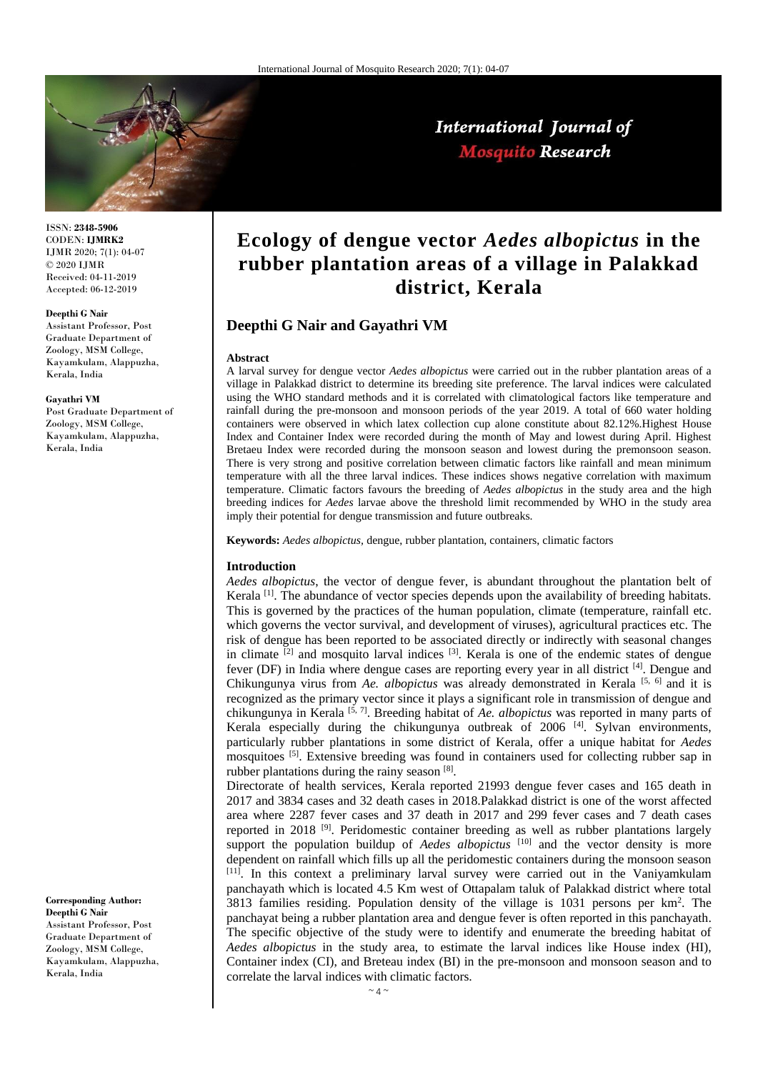ISSN: **2348-5906**
CODEN: **IJMRK2**
IJMR 2020; 7(1): 04-07
© 2020 IJMR
Received: 04-11-2019
Accepted: 06-12-2019

**Deepthi G Nair**
Assistant Professor, Post Graduate Department of Zoology, MSM College, Kayamkulam, Alappuzha, Kerala, India

**Gayathri VM**
Post Graduate Department of Zoology, MSM College, Kayamkulam, Alappuzha, Kerala, India

**Corresponding Author:**
**Deepthi G Nair**
Assistant Professor, Post Graduate Department of Zoology, MSM College, Kayamkulam, Alappuzha, Kerala, India

# Ecology of dengue vector *Aedes albopictus* in the rubber plantation areas of a village in Palakkad district, Kerala

## Deepthi G Nair and Gayathri VM

### Abstract

A larval survey for dengue vector *Aedes albopictus* were carried out in the rubber plantation areas of a village in Palakkad district to determine its breeding site preference. The larval indices were calculated using the WHO standard methods and it is correlated with climatological factors like temperature and rainfall during the pre-monsoon and monsoon periods of the year 2019. A total of 660 water holding containers were observed in which latex collection cup alone constitute about 82.12%.Highest House Index and Container Index were recorded during the month of May and lowest during April. Highest Bretaeu Index were recorded during the monsoon season and lowest during the premonsoon season. There is very strong and positive correlation between climatic factors like rainfall and mean minimum temperature with all the three larval indices. These indices shows negative correlation with maximum temperature. Climatic factors favours the breeding of *Aedes albopictus* in the study area and the high breeding indices for *Aedes* larvae above the threshold limit recommended by WHO in the study area imply their potential for dengue transmission and future outbreaks.

**Keywords:** *Aedes albopictus*, dengue, rubber plantation, containers, climatic factors

### Introduction

*Aedes albopictus*, the vector of dengue fever, is abundant throughout the plantation belt of Kerala [1]. The abundance of vector species depends upon the availability of breeding habitats. This is governed by the practices of the human population, climate (temperature, rainfall etc. which governs the vector survival, and development of viruses), agricultural practices etc. The risk of dengue has been reported to be associated directly or indirectly with seasonal changes in climate [2] and mosquito larval indices [3]. Kerala is one of the endemic states of dengue fever (DF) in India where dengue cases are reporting every year in all district [4]. Dengue and Chikungunya virus from *Ae. albopictus* was already demonstrated in Kerala [5, 6] and it is recognized as the primary vector since it plays a significant role in transmission of dengue and chikungunya in Kerala [5, 7]. Breeding habitat of *Ae. albopictus* was reported in many parts of Kerala especially during the chikungunya outbreak of 2006 [4]. Sylvan environments, particularly rubber plantations in some district of Kerala, offer a unique habitat for *Aedes* mosquitoes [5]. Extensive breeding was found in containers used for collecting rubber sap in rubber plantations during the rainy season [8].

Directorate of health services, Kerala reported 21993 dengue fever cases and 165 death in 2017 and 3834 cases and 32 death cases in 2018.Palakkad district is one of the worst affected area where 2287 fever cases and 37 death in 2017 and 299 fever cases and 7 death cases reported in 2018 [9]. Peridomestic container breeding as well as rubber plantations largely support the population buildup of *Aedes albopictus* [10] and the vector density is more dependent on rainfall which fills up all the peridomestic containers during the monsoon season [11]. In this context a preliminary larval survey were carried out in the Vaniyamkulam panchayath which is located 4.5 Km west of Ottapalam taluk of Palakkad district where total 3813 families residing. Population density of the village is 1031 persons per km$^2$. The panchayat being a rubber plantation area and dengue fever is often reported in this panchayath. The specific objective of the study were to identify and enumerate the breeding habitat of *Aedes albopictus* in the study area, to estimate the larval indices like House index (HI), Container index (CI), and Breteau index (BI) in the pre-monsoon and monsoon season and to correlate the larval indices with climatic factors.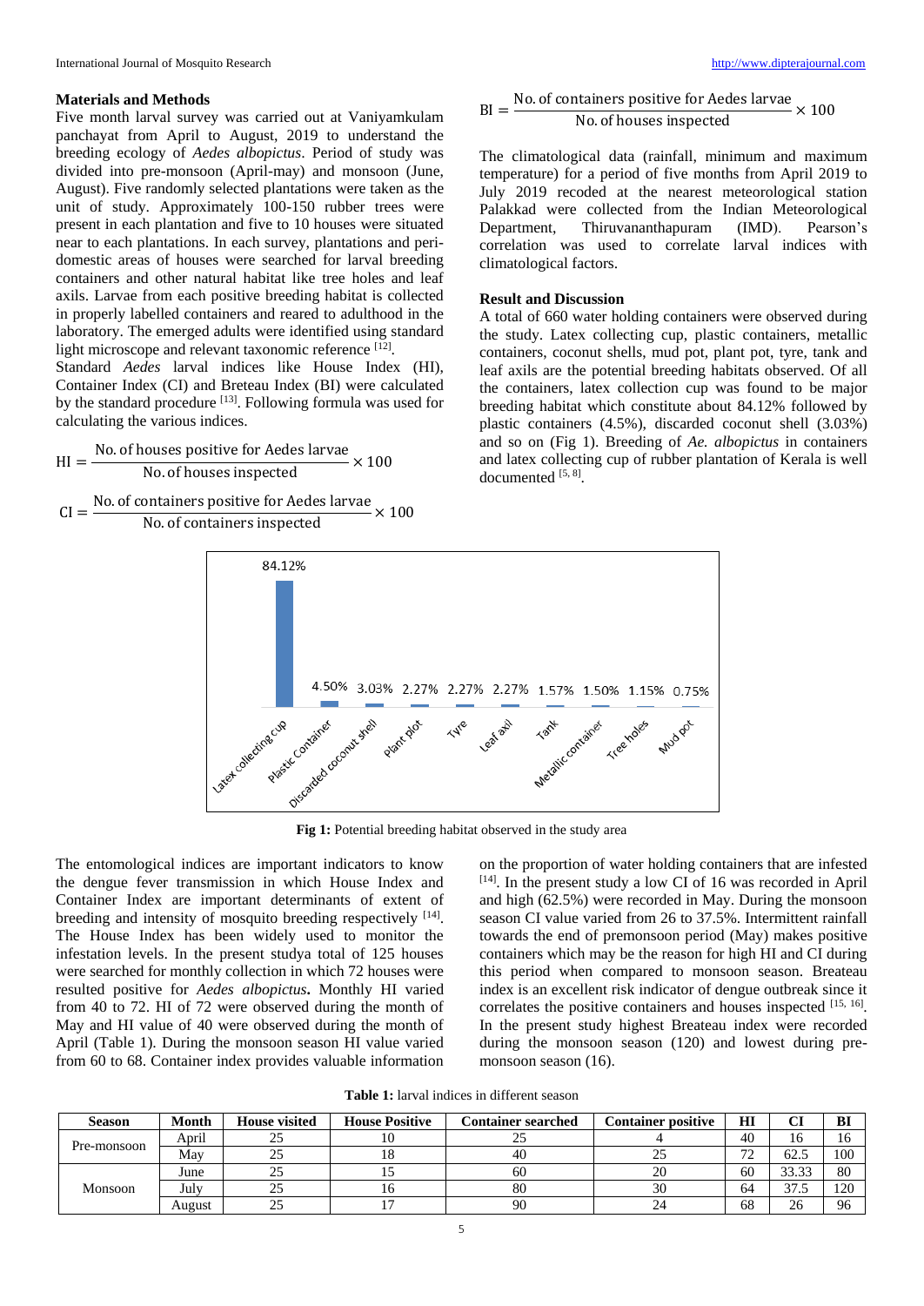## Materials and Methods

Five month larval survey was carried out at Vaniyamkulam panchayat from April to August, 2019 to understand the breeding ecology of *Aedes albopictus*. Period of study was divided into pre-monsoon (April-may) and monsoon (June, August). Five randomly selected plantations were taken as the unit of study. Approximately 100-150 rubber trees were present in each plantation and five to 10 houses were situated near to each plantations. In each survey, plantations and peri-domestic areas of houses were searched for larval breeding containers and other natural habitat like tree holes and leaf axils. Larvae from each positive breeding habitat is collected in properly labelled containers and reared to adulthood in the laboratory. The emerged adults were identified using standard light microscope and relevant taxonomic reference [12].

Standard *Aedes* larval indices like House Index (HI), Container Index (CI) and Breteau Index (BI) were calculated by the standard procedure [13]. Following formula was used for calculating the various indices.

$$\text{HI} = \frac{\text{No. of houses positive for Aedes larvae}}{\text{No. of houses inspected}} \times 100$$

$$\text{CI} = \frac{\text{No. of containers positive for Aedes larvae}}{\text{No. of containers inspected}} \times 100$$

$$\text{BI} = \frac{\text{No. of containers positive for Aedes larvae}}{\text{No. of houses inspected}} \times 100$$

The climatological data (rainfall, minimum and maximum temperature) for a period of five months from April 2019 to July 2019 recoded at the nearest meteorological station Palakkad were collected from the Indian Meteorological Department, Thiruvananthapuram (IMD). Pearson's correlation was used to correlate larval indices with climatological factors.

## Result and Discussion

A total of 660 water holding containers were observed during the study. Latex collecting cup, plastic containers, metallic containers, coconut shells, mud pot, plant pot, tyre, tank and leaf axils are the potential breeding habitats observed. Of all the containers, latex collection cup was found to be major breeding habitat which constitute about 84.12% followed by plastic containers (4.5%), discarded coconut shell (3.03%) and so on (Fig 1). Breeding of *Ae. albopictus* in containers and latex collecting cup of rubber plantation of Kerala is well documented [5, 8].

**Fig 1:** Potential breeding habitat observed in the study area

The entomological indices are important indicators to know the dengue fever transmission in which House Index and Container Index are important determinants of extent of breeding and intensity of mosquito breeding respectively [14]. The House Index has been widely used to monitor the infestation levels. In the present studya total of 125 houses were searched for monthly collection in which 72 houses were resulted positive for *Aedes albopictus***.** Monthly HI varied from 40 to 72. HI of 72 were observed during the month of May and HI value of 40 were observed during the month of April (Table 1). During the monsoon season HI value varied from 60 to 68. Container index provides valuable information on the proportion of water holding containers that are infested [14]. In the present study a low CI of 16 was recorded in April and high (62.5%) were recorded in May. During the monsoon season CI value varied from 26 to 37.5%. Intermittent rainfall towards the end of premonsoon period (May) makes positive containers which may be the reason for high HI and CI during this period when compared to monsoon season. Breateau index is an excellent risk indicator of dengue outbreak since it correlates the positive containers and houses inspected [15, 16]. In the present study highest Breateau index were recorded during the monsoon season (120) and lowest during pre-monsoon season (16).

**Table 1:** larval indices in different season

| Season | Month | House visited | House Positive | Container searched | Container positive | HI | CI | BI |
|---|---|---|---|---|---|---|---|---|
| Pre-monsoon | April | 25 | 10 | 25 | 4 | 40 | 16 | 16 |
| | May | 25 | 18 | 40 | 25 | 72 | 62.5 | 100 |
| Monsoon | June | 25 | 15 | 60 | 20 | 60 | 33.33 | 80 |
| | July | 25 | 16 | 80 | 30 | 64 | 37.5 | 120 |
| | August | 25 | 17 | 90 | 24 | 68 | 26 | 96 |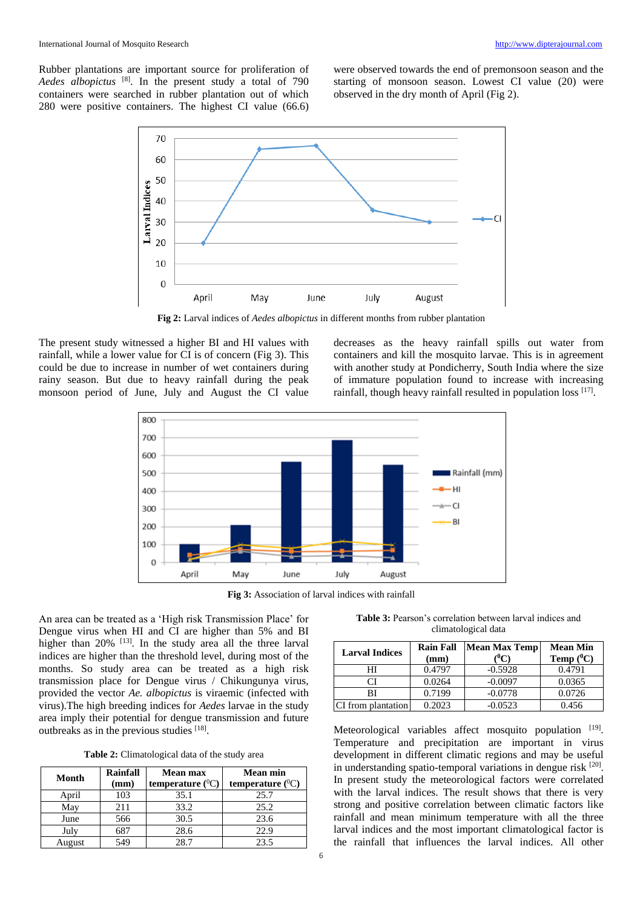Rubber plantations are important source for proliferation of *Aedes albopictus* [8]. In the present study a total of 790 containers were searched in rubber plantation out of which 280 were positive containers. The highest CI value (66.6) were observed towards the end of premonsoon season and the starting of monsoon season. Lowest CI value (20) were observed in the dry month of April (Fig 2).

**Fig 2:** Larval indices of *Aedes albopictus* in different months from rubber plantation

The present study witnessed a higher BI and HI values with rainfall, while a lower value for CI is of concern (Fig 3). This could be due to increase in number of wet containers during rainy season. But due to heavy rainfall during the peak monsoon period of June, July and August the CI value decreases as the heavy rainfall spills out water from containers and kill the mosquito larvae. This is in agreement with another study at Pondicherry, South India where the size of immature population found to increase with increasing rainfall, though heavy rainfall resulted in population loss [17].

**Fig 3:** Association of larval indices with rainfall

An area can be treated as a 'High risk Transmission Place' for Dengue virus when HI and CI are higher than 5% and BI higher than 20% [13]. In the study area all the three larval indices are higher than the threshold level, during most of the months. So study area can be treated as a high risk transmission place for Dengue virus / Chikungunya virus, provided the vector *Ae. albopictus* is viraemic (infected with virus).The high breeding indices for *Aedes* larvae in the study area imply their potential for dengue transmission and future outbreaks as in the previous studies [18].

**Table 2:** Climatological data of the study area

| Month | Rainfall (mm) | Mean max temperature ($^0$C) | Mean min temperature ($^0$C) |
|---|---|---|---|
| April | 103 | 35.1 | 25.7 |
| May | 211 | 33.2 | 25.2 |
| June | 566 | 30.5 | 23.6 |
| July | 687 | 28.6 | 22.9 |
| August | 549 | 28.7 | 23.5 |

**Table 3:** Pearson's correlation between larval indices and climatological data

| Larval Indices | Rain Fall (mm) | Mean Max Temp ($^0$C) | Mean Min Temp ($^0$C) |
|---|---|---|---|
| HI | 0.4797 | -0.5928 | 0.4791 |
| CI | 0.0264 | -0.0097 | 0.0365 |
| BI | 0.7199 | -0.0778 | 0.0726 |
| CI from plantation | 0.2023 | -0.0523 | 0.456 |

Meteorological variables affect mosquito population [19]. Temperature and precipitation are important in virus development in different climatic regions and may be useful in understanding spatio-temporal variations in dengue risk [20]. In present study the meteorological factors were correlated with the larval indices. The result shows that there is very strong and positive correlation between climatic factors like rainfall and mean minimum temperature with all the three larval indices and the most important climatological factor is the rainfall that influences the larval indices. All other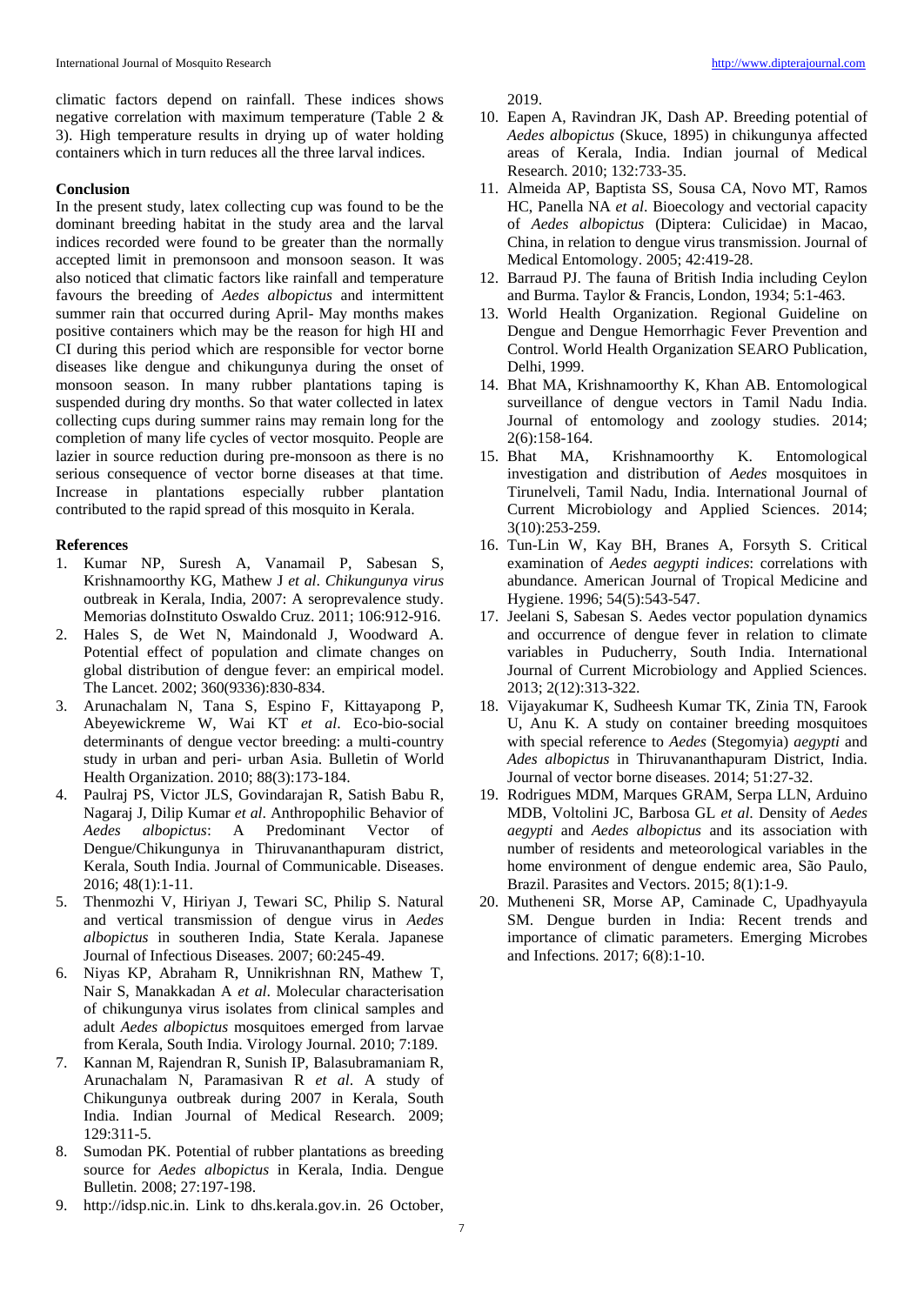climatic factors depend on rainfall. These indices shows negative correlation with maximum temperature (Table 2 & 3). High temperature results in drying up of water holding containers which in turn reduces all the three larval indices.

## Conclusion

In the present study, latex collecting cup was found to be the dominant breeding habitat in the study area and the larval indices recorded were found to be greater than the normally accepted limit in premonsoon and monsoon season. It was also noticed that climatic factors like rainfall and temperature favours the breeding of *Aedes albopictus* and intermittent summer rain that occurred during April- May months makes positive containers which may be the reason for high HI and CI during this period which are responsible for vector borne diseases like dengue and chikungunya during the onset of monsoon season. In many rubber plantations taping is suspended during dry months. So that water collected in latex collecting cups during summer rains may remain long for the completion of many life cycles of vector mosquito. People are lazier in source reduction during pre-monsoon as there is no serious consequence of vector borne diseases at that time. Increase in plantations especially rubber plantation contributed to the rapid spread of this mosquito in Kerala.

## References

1. Kumar NP, Suresh A, Vanamail P, Sabesan S, Krishnamoorthy KG, Mathew J *et al*. *Chikungunya virus* outbreak in Kerala, India, 2007: A seroprevalence study. Memorias doInstituto Oswaldo Cruz. 2011; 106:912-916.
2. Hales S, de Wet N, Maindonald J, Woodward A. Potential effect of population and climate changes on global distribution of dengue fever: an empirical model. The Lancet. 2002; 360(9336):830-834.
3. Arunachalam N, Tana S, Espino F, Kittayapong P, Abeyewickreme W, Wai KT *et al*. Eco-bio-social determinants of dengue vector breeding: a multi-country study in urban and peri- urban Asia. Bulletin of World Health Organization. 2010; 88(3):173-184.
4. Paulraj PS, Victor JLS, Govindarajan R, Satish Babu R, Nagaraj J, Dilip Kumar *et al*. Anthropophilic Behavior of *Aedes albopictus*: A Predominant Vector of Dengue/Chikungunya in Thiruvananthapuram district, Kerala, South India. Journal of Communicable. Diseases. 2016; 48(1):1-11.
5. Thenmozhi V, Hiriyan J, Tewari SC, Philip S. Natural and vertical transmission of dengue virus in *Aedes albopictus* in southeren India, State Kerala. Japanese Journal of Infectious Diseases. 2007; 60:245-49.
6. Niyas KP, Abraham R, Unnikrishnan RN, Mathew T, Nair S, Manakkadan A *et al*. Molecular characterisation of chikungunya virus isolates from clinical samples and adult *Aedes albopictus* mosquitoes emerged from larvae from Kerala, South India. Virology Journal. 2010; 7:189.
7. Kannan M, Rajendran R, Sunish IP, Balasubramaniam R, Arunachalam N, Paramasivan R *et al*. A study of Chikungunya outbreak during 2007 in Kerala, South India. Indian Journal of Medical Research. 2009; 129:311-5.
8. Sumodan PK. Potential of rubber plantations as breeding source for *Aedes albopictus* in Kerala, India. Dengue Bulletin. 2008; 27:197-198.
9. http://idsp.nic.in. Link to dhs.kerala.gov.in. 26 October, 2019.
10. Eapen A, Ravindran JK, Dash AP. Breeding potential of *Aedes albopictus* (Skuce, 1895) in chikungunya affected areas of Kerala, India. Indian journal of Medical Research. 2010; 132:733-35.
11. Almeida AP, Baptista SS, Sousa CA, Novo MT, Ramos HC, Panella NA *et al*. Bioecology and vectorial capacity of *Aedes albopictus* (Diptera: Culicidae) in Macao, China, in relation to dengue virus transmission. Journal of Medical Entomology. 2005; 42:419-28.
12. Barraud PJ. The fauna of British India including Ceylon and Burma. Taylor & Francis, London, 1934; 5:1-463.
13. World Health Organization. Regional Guideline on Dengue and Dengue Hemorrhagic Fever Prevention and Control. World Health Organization SEARO Publication, Delhi, 1999.
14. Bhat MA, Krishnamoorthy K, Khan AB. Entomological surveillance of dengue vectors in Tamil Nadu India. Journal of entomology and zoology studies. 2014; 2(6):158-164.
15. Bhat MA, Krishnamoorthy K. Entomological investigation and distribution of *Aedes* mosquitoes in Tirunelveli, Tamil Nadu, India. International Journal of Current Microbiology and Applied Sciences. 2014; 3(10):253-259.
16. Tun-Lin W, Kay BH, Branes A, Forsyth S. Critical examination of *Aedes aegypti indices*: correlations with abundance. American Journal of Tropical Medicine and Hygiene. 1996; 54(5):543-547.
17. Jeelani S, Sabesan S. Aedes vector population dynamics and occurrence of dengue fever in relation to climate variables in Puducherry, South India. International Journal of Current Microbiology and Applied Sciences. 2013; 2(12):313-322.
18. Vijayakumar K, Sudheesh Kumar TK, Zinia TN, Farook U, Anu K. A study on container breeding mosquitoes with special reference to *Aedes* (Stegomyia) *aegypti* and *Ades albopictus* in Thiruvananthapuram District, India. Journal of vector borne diseases. 2014; 51:27-32.
19. Rodrigues MDM, Marques GRAM, Serpa LLN, Arduino MDB, Voltolini JC, Barbosa GL *et al*. Density of *Aedes aegypti* and *Aedes albopictus* and its association with number of residents and meteorological variables in the home environment of dengue endemic area, São Paulo, Brazil. Parasites and Vectors. 2015; 8(1):1-9.
20. Mutheneni SR, Morse AP, Caminade C, Upadhyayula SM. Dengue burden in India: Recent trends and importance of climatic parameters. Emerging Microbes and Infections. 2017; 6(8):1-10.